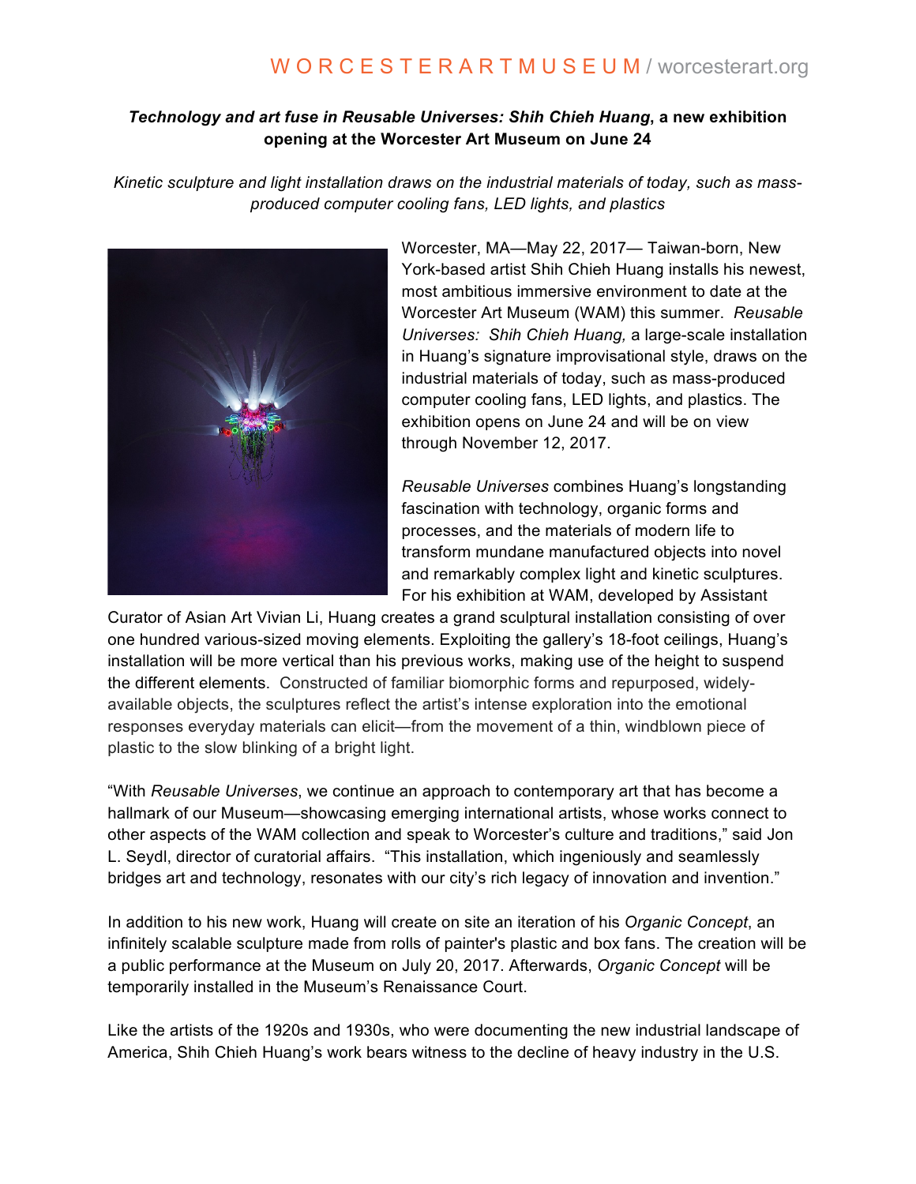WORCESTERARTMUSEUM / worcesterart.org

**_Technology and art fuse in Reusable Universes: Shih Chieh Huang_, a new exhibition opening at the Worcester Art Museum on June 24**

*Kinetic sculpture and light installation draws on the industrial materials of today, such as mass-produced computer cooling fans, LED lights, and plastics*

Worcester, MA—May 22, 2017— Taiwan-born, New York-based artist Shih Chieh Huang installs his newest, most ambitious immersive environment to date at the Worcester Art Museum (WAM) this summer. *Reusable Universes: Shih Chieh Huang,* a large-scale installation in Huang's signature improvisational style, draws on the industrial materials of today, such as mass-produced computer cooling fans, LED lights, and plastics. The exhibition opens on June 24 and will be on view through November 12, 2017.

*Reusable Universes* combines Huang's longstanding fascination with technology, organic forms and processes, and the materials of modern life to transform mundane manufactured objects into novel and remarkably complex light and kinetic sculptures. For his exhibition at WAM, developed by Assistant Curator of Asian Art Vivian Li, Huang creates a grand sculptural installation consisting of over one hundred various-sized moving elements. Exploiting the gallery's 18-foot ceilings, Huang's installation will be more vertical than his previous works, making use of the height to suspend the different elements. Constructed of familiar biomorphic forms and repurposed, widely-available objects, the sculptures reflect the artist's intense exploration into the emotional responses everyday materials can elicit—from the movement of a thin, windblown piece of plastic to the slow blinking of a bright light.

"With *Reusable Universes*, we continue an approach to contemporary art that has become a hallmark of our Museum—showcasing emerging international artists, whose works connect to other aspects of the WAM collection and speak to Worcester's culture and traditions," said Jon L. Seydl, director of curatorial affairs. "This installation, which ingeniously and seamlessly bridges art and technology, resonates with our city's rich legacy of innovation and invention."

In addition to his new work, Huang will create on site an iteration of his *Organic Concept*, an infinitely scalable sculpture made from rolls of painter's plastic and box fans. The creation will be a public performance at the Museum on July 20, 2017. Afterwards, *Organic Concept* will be temporarily installed in the Museum's Renaissance Court.

Like the artists of the 1920s and 1930s, who were documenting the new industrial landscape of America, Shih Chieh Huang's work bears witness to the decline of heavy industry in the U.S.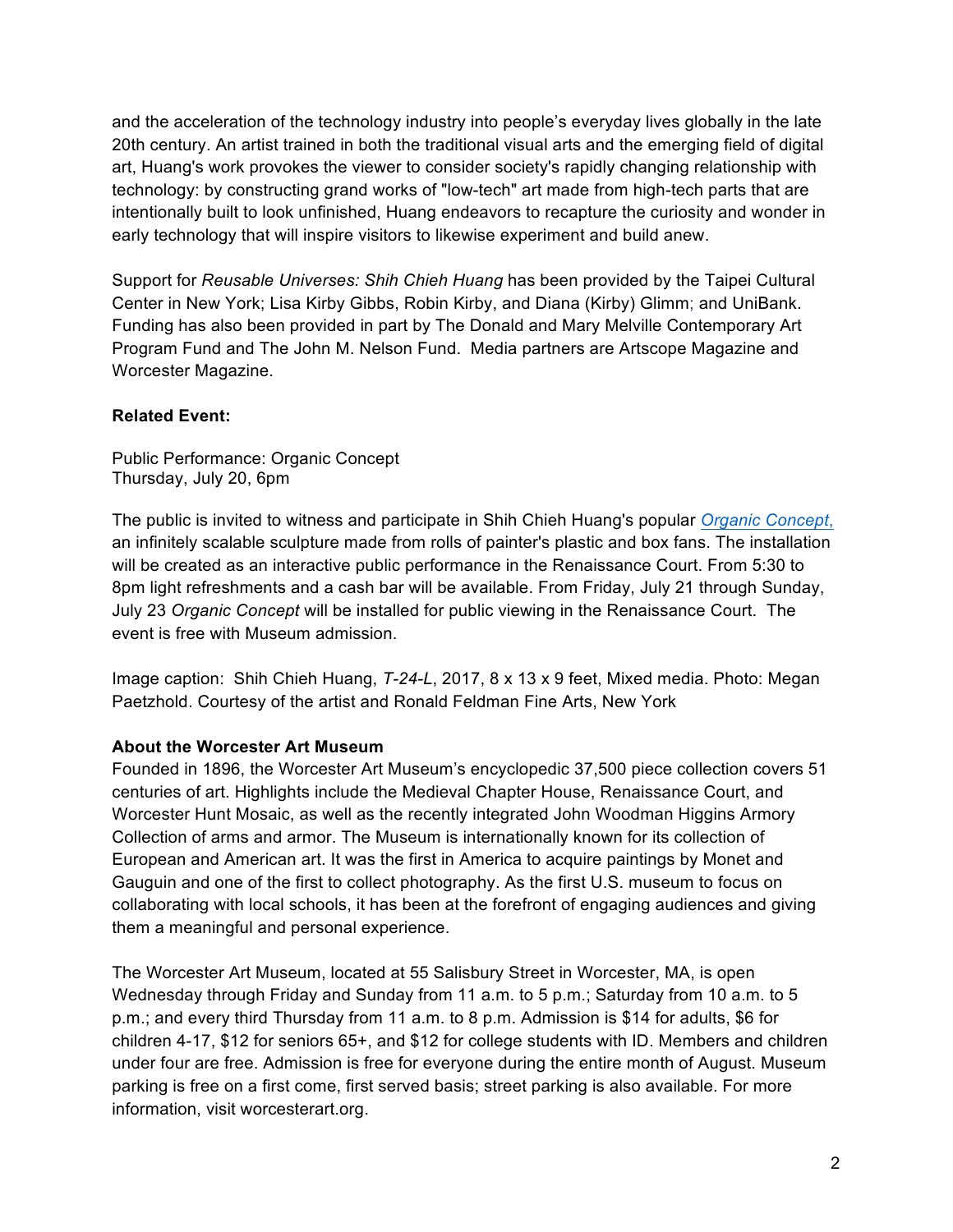and the acceleration of the technology industry into people's everyday lives globally in the late 20th century. An artist trained in both the traditional visual arts and the emerging field of digital art, Huang's work provokes the viewer to consider society's rapidly changing relationship with technology: by constructing grand works of "low-tech" art made from high-tech parts that are intentionally built to look unfinished, Huang endeavors to recapture the curiosity and wonder in early technology that will inspire visitors to likewise experiment and build anew.

Support for *Reusable Universes: Shih Chieh Huang* has been provided by the Taipei Cultural Center in New York; Lisa Kirby Gibbs, Robin Kirby, and Diana (Kirby) Glimm; and UniBank. Funding has also been provided in part by The Donald and Mary Melville Contemporary Art Program Fund and The John M. Nelson Fund. Media partners are Artscope Magazine and Worcester Magazine.

**Related Event:**

Public Performance: Organic Concept
Thursday, July 20, 6pm

The public is invited to witness and participate in Shih Chieh Huang's popular *Organic Concept*, an infinitely scalable sculpture made from rolls of painter's plastic and box fans. The installation will be created as an interactive public performance in the Renaissance Court. From 5:30 to 8pm light refreshments and a cash bar will be available. From Friday, July 21 through Sunday, July 23 *Organic Concept* will be installed for public viewing in the Renaissance Court. The event is free with Museum admission.

Image caption: Shih Chieh Huang, *T-24-L*, 2017, 8 x 13 x 9 feet, Mixed media. Photo: Megan Paetzhold. Courtesy of the artist and Ronald Feldman Fine Arts, New York

**About the Worcester Art Museum**

Founded in 1896, the Worcester Art Museum's encyclopedic 37,500 piece collection covers 51 centuries of art. Highlights include the Medieval Chapter House, Renaissance Court, and Worcester Hunt Mosaic, as well as the recently integrated John Woodman Higgins Armory Collection of arms and armor. The Museum is internationally known for its collection of European and American art. It was the first in America to acquire paintings by Monet and Gauguin and one of the first to collect photography. As the first U.S. museum to focus on collaborating with local schools, it has been at the forefront of engaging audiences and giving them a meaningful and personal experience.

The Worcester Art Museum, located at 55 Salisbury Street in Worcester, MA, is open Wednesday through Friday and Sunday from 11 a.m. to 5 p.m.; Saturday from 10 a.m. to 5 p.m.; and every third Thursday from 11 a.m. to 8 p.m. Admission is $14 for adults, $6 for children 4-17, $12 for seniors 65+, and $12 for college students with ID. Members and children under four are free. Admission is free for everyone during the entire month of August. Museum parking is free on a first come, first served basis; street parking is also available. For more information, visit worcesterart.org.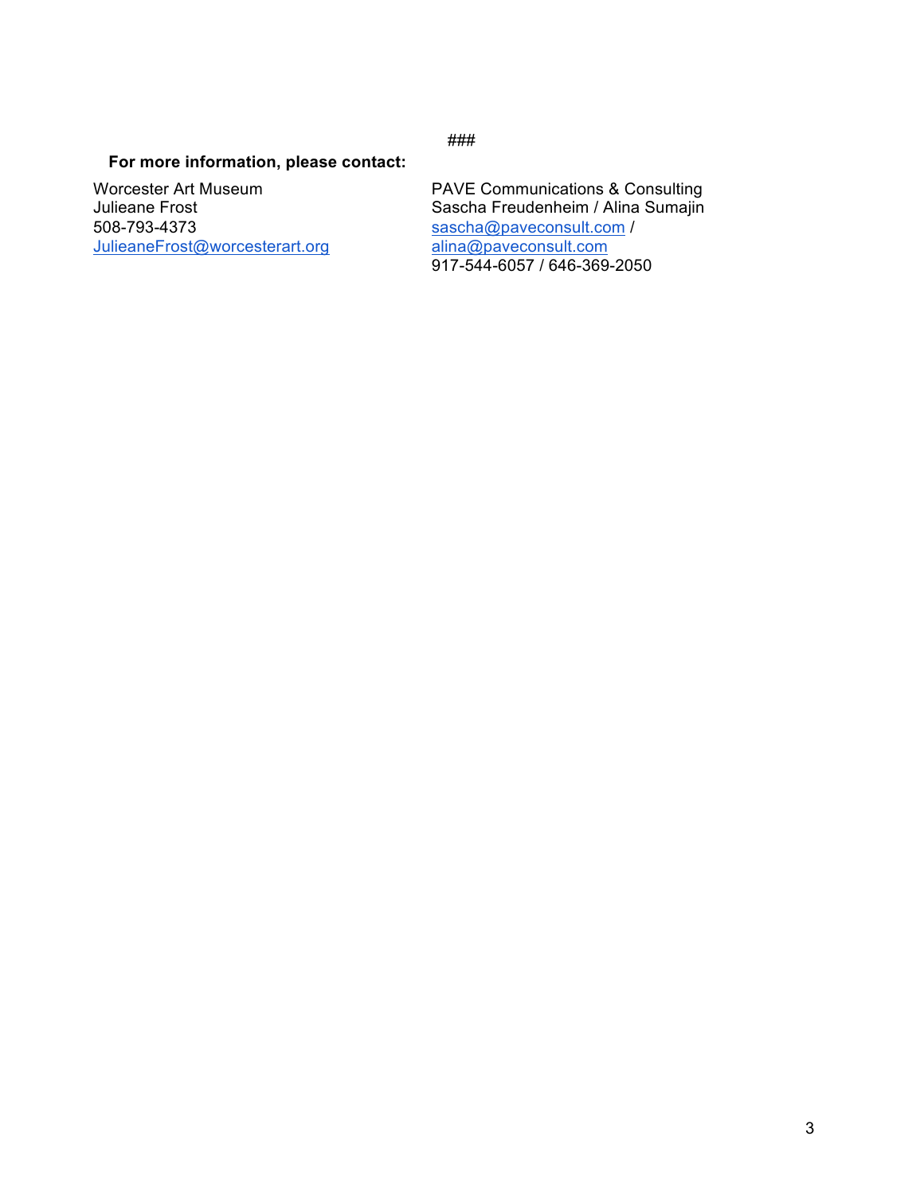###

**For more information, please contact:**

Worcester Art Museum
Julieane Frost
508-793-4373
JulieaneFrost@worcesterart.org

PAVE Communications & Consulting
Sascha Freudenheim / Alina Sumajin
sascha@paveconsult.com /
alina@paveconsult.com
917-544-6057 / 646-369-2050